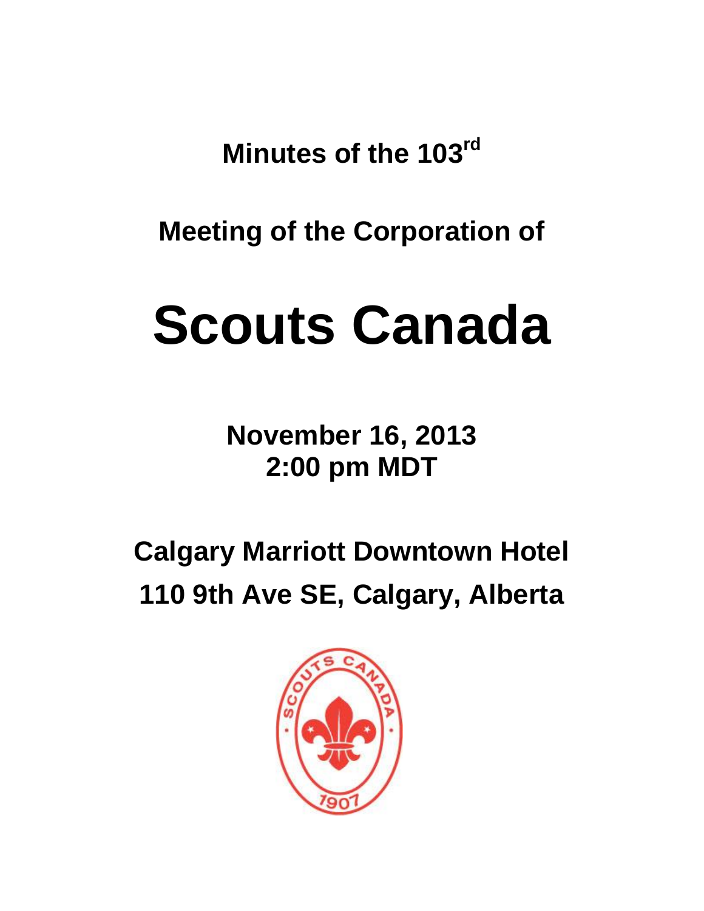**Minutes of the 103rd**

**Meeting of the Corporation of**

# Scouts Canada

**November 16, 2013**
**2:00 pm MDT**

**Calgary Marriott Downtown Hotel**
**110 9th Ave SE, Calgary, Alberta**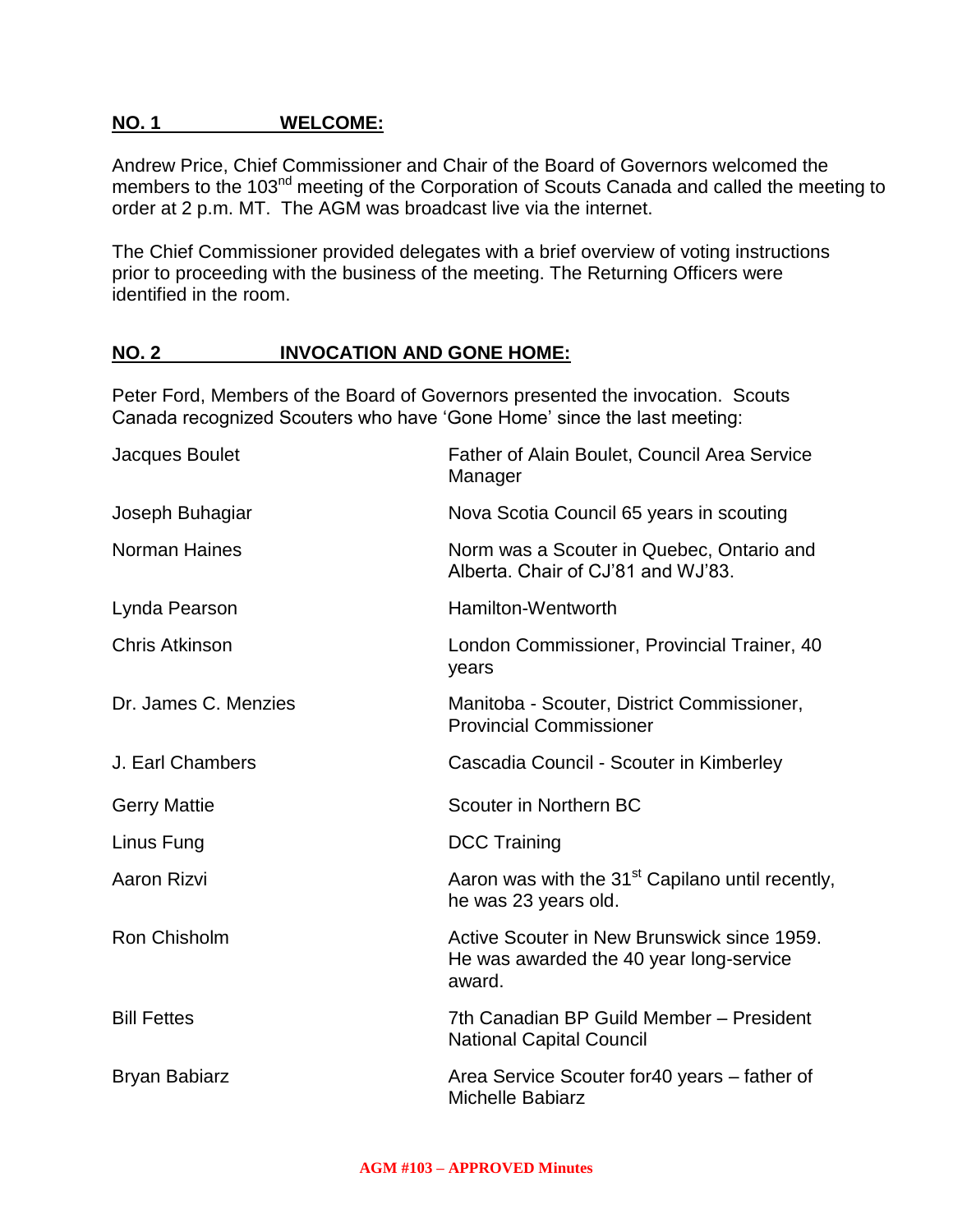## NO. 1 WELCOME:

Andrew Price, Chief Commissioner and Chair of the Board of Governors welcomed the members to the 103rd meeting of the Corporation of Scouts Canada and called the meeting to order at 2 p.m. MT. The AGM was broadcast live via the internet.

The Chief Commissioner provided delegates with a brief overview of voting instructions prior to proceeding with the business of the meeting. The Returning Officers were identified in the room.

## NO. 2 INVOCATION AND GONE HOME:

Peter Ford, Members of the Board of Governors presented the invocation. Scouts Canada recognized Scouters who have 'Gone Home' since the last meeting:

| | |
|---|---|
| Jacques Boulet | Father of Alain Boulet, Council Area Service Manager |
| Joseph Buhagiar | Nova Scotia Council 65 years in scouting |
| Norman Haines | Norm was a Scouter in Quebec, Ontario and Alberta. Chair of CJ'81 and WJ'83. |
| Lynda Pearson | Hamilton-Wentworth |
| Chris Atkinson | London Commissioner, Provincial Trainer, 40 years |
| Dr. James C. Menzies | Manitoba - Scouter, District Commissioner, Provincial Commissioner |
| J. Earl Chambers | Cascadia Council - Scouter in Kimberley |
| Gerry Mattie | Scouter in Northern BC |
| Linus Fung | DCC Training |
| Aaron Rizvi | Aaron was with the 31st Capilano until recently, he was 23 years old. |
| Ron Chisholm | Active Scouter in New Brunswick since 1959. He was awarded the 40 year long-service award. |
| Bill Fettes | 7th Canadian BP Guild Member – President National Capital Council |
| Bryan Babiarz | Area Service Scouter for40 years – father of Michelle Babiarz |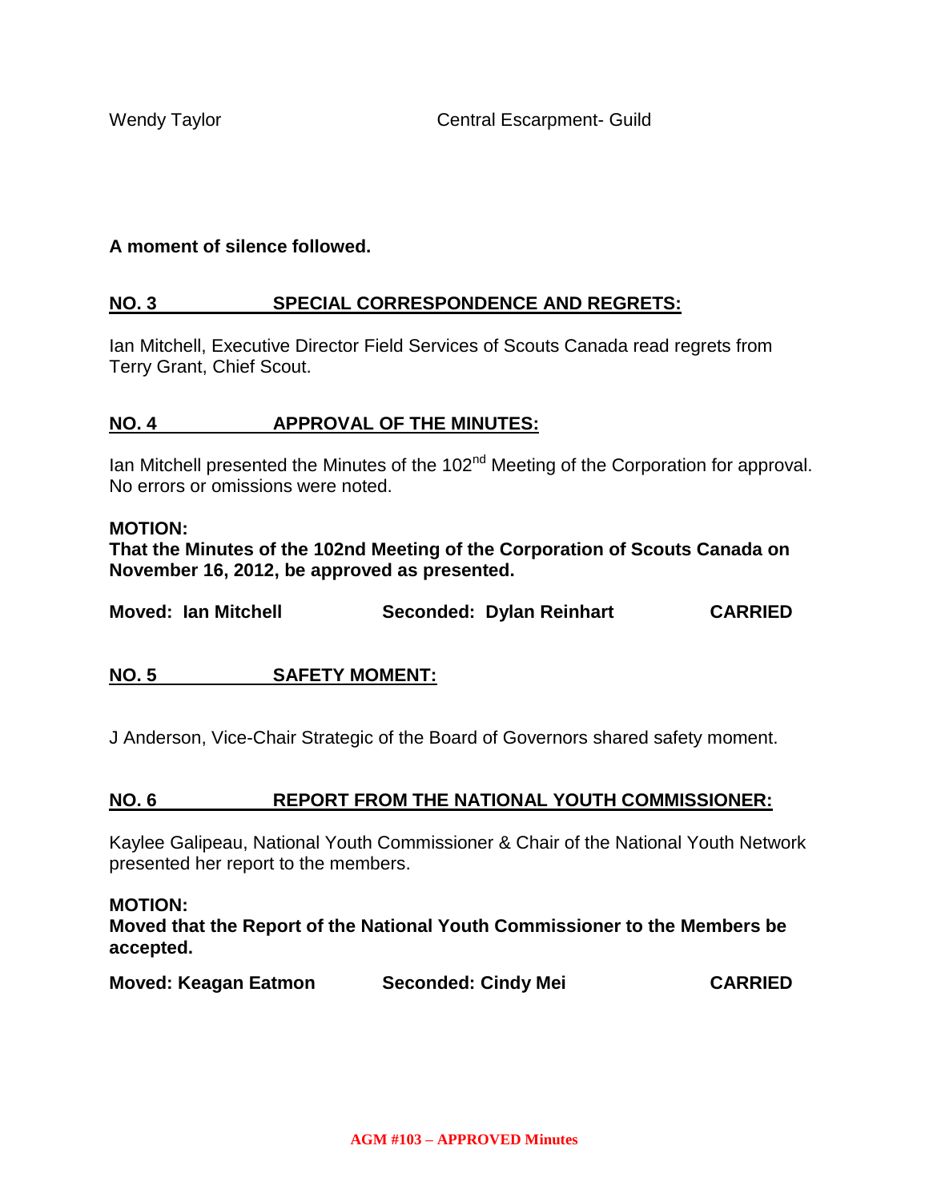Wendy Taylor Central Escarpment- Guild

**A moment of silence followed.**

## NO. 3 SPECIAL CORRESPONDENCE AND REGRETS:

Ian Mitchell, Executive Director Field Services of Scouts Canada read regrets from Terry Grant, Chief Scout.

## NO. 4 APPROVAL OF THE MINUTES:

Ian Mitchell presented the Minutes of the 102nd Meeting of the Corporation for approval. No errors or omissions were noted.

**MOTION:**
**That the Minutes of the 102nd Meeting of the Corporation of Scouts Canada on November 16, 2012, be approved as presented.**

**Moved: Ian Mitchell Seconded: Dylan Reinhart CARRIED**

## NO. 5 SAFETY MOMENT:

J Anderson, Vice-Chair Strategic of the Board of Governors shared safety moment.

## NO. 6 REPORT FROM THE NATIONAL YOUTH COMMISSIONER:

Kaylee Galipeau, National Youth Commissioner & Chair of the National Youth Network presented her report to the members.

**MOTION:**
**Moved that the Report of the National Youth Commissioner to the Members be accepted.**

**Moved: Keagan Eatmon Seconded: Cindy Mei CARRIED**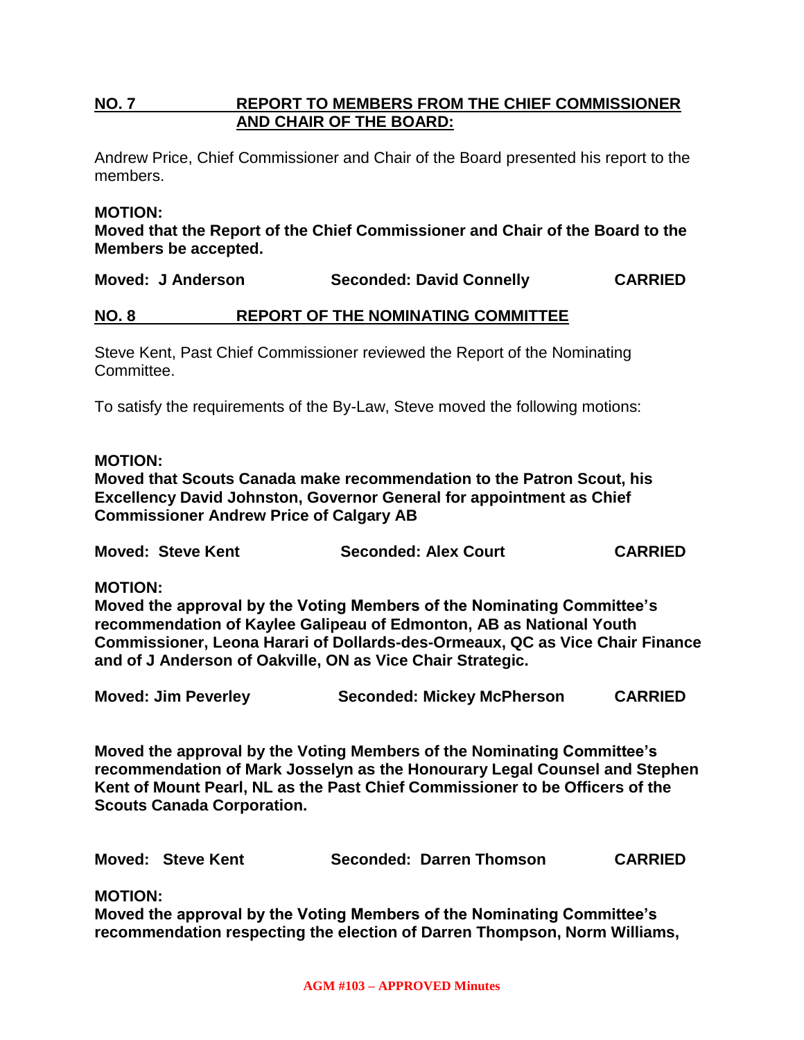## NO. 7 REPORT TO MEMBERS FROM THE CHIEF COMMISSIONER AND CHAIR OF THE BOARD:

Andrew Price, Chief Commissioner and Chair of the Board presented his report to the members.

**MOTION:**
**Moved that the Report of the Chief Commissioner and Chair of the Board to the Members be accepted.**

**Moved: J Anderson Seconded: David Connelly CARRIED**

## NO. 8 REPORT OF THE NOMINATING COMMITTEE

Steve Kent, Past Chief Commissioner reviewed the Report of the Nominating Committee.

To satisfy the requirements of the By-Law, Steve moved the following motions:

**MOTION:**
**Moved that Scouts Canada make recommendation to the Patron Scout, his Excellency David Johnston, Governor General for appointment as Chief Commissioner Andrew Price of Calgary AB**

**Moved: Steve Kent Seconded: Alex Court CARRIED**

**MOTION:**
**Moved the approval by the Voting Members of the Nominating Committee's recommendation of Kaylee Galipeau of Edmonton, AB as National Youth Commissioner, Leona Harari of Dollards-des-Ormeaux, QC as Vice Chair Finance and of J Anderson of Oakville, ON as Vice Chair Strategic.**

**Moved: Jim Peverley Seconded: Mickey McPherson CARRIED**

**Moved the approval by the Voting Members of the Nominating Committee's recommendation of Mark Josselyn as the Honourary Legal Counsel and Stephen Kent of Mount Pearl, NL as the Past Chief Commissioner to be Officers of the Scouts Canada Corporation.**

**Moved: Steve Kent Seconded: Darren Thomson CARRIED**

**MOTION:**
**Moved the approval by the Voting Members of the Nominating Committee's recommendation respecting the election of Darren Thompson, Norm Williams,**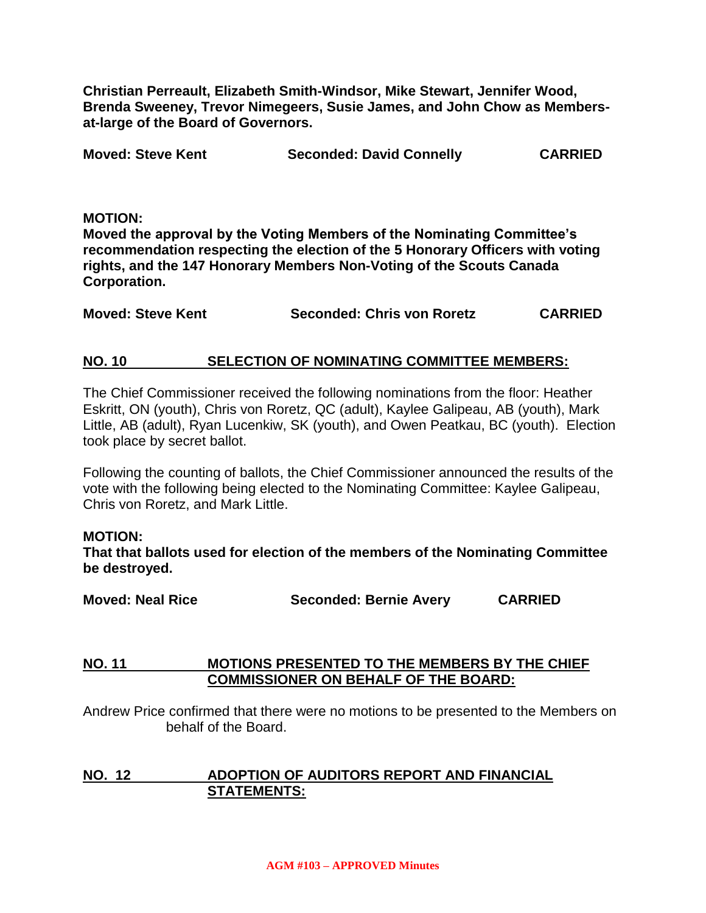**Christian Perreault, Elizabeth Smith-Windsor, Mike Stewart, Jennifer Wood, Brenda Sweeney, Trevor Nimegeers, Susie James, and John Chow as Members-at-large of the Board of Governors.**

**Moved: Steve Kent** **Seconded: David Connelly** **CARRIED**

**MOTION:**
**Moved the approval by the Voting Members of the Nominating Committee's recommendation respecting the election of the 5 Honorary Officers with voting rights, and the 147 Honorary Members Non-Voting of the Scouts Canada Corporation.**

**Moved: Steve Kent** **Seconded: Chris von Roretz** **CARRIED**

## NO. 10 SELECTION OF NOMINATING COMMITTEE MEMBERS:

The Chief Commissioner received the following nominations from the floor: Heather Eskritt, ON (youth), Chris von Roretz, QC (adult), Kaylee Galipeau, AB (youth), Mark Little, AB (adult), Ryan Lucenkiw, SK (youth), and Owen Peatkau, BC (youth). Election took place by secret ballot.

Following the counting of ballots, the Chief Commissioner announced the results of the vote with the following being elected to the Nominating Committee: Kaylee Galipeau, Chris von Roretz, and Mark Little.

**MOTION:**
**That that ballots used for election of the members of the Nominating Committee be destroyed.**

**Moved: Neal Rice** **Seconded: Bernie Avery** **CARRIED**

## NO. 11 MOTIONS PRESENTED TO THE MEMBERS BY THE CHIEF COMMISSIONER ON BEHALF OF THE BOARD:

Andrew Price confirmed that there were no motions to be presented to the Members on behalf of the Board.

## NO. 12 ADOPTION OF AUDITORS REPORT AND FINANCIAL STATEMENTS: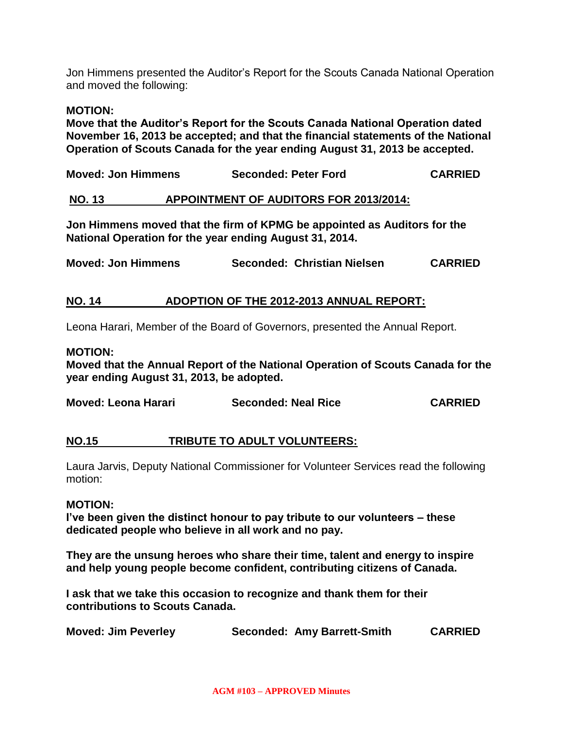Jon Himmens presented the Auditor's Report for the Scouts Canada National Operation and moved the following:

**MOTION:**
**Move that the Auditor's Report for the Scouts Canada National Operation dated November 16, 2013 be accepted; and that the financial statements of the National Operation of Scouts Canada for the year ending August 31, 2013 be accepted.**

**Moved: Jon Himmens** **Seconded: Peter Ford** **CARRIED**

## NO. 13 APPOINTMENT OF AUDITORS FOR 2013/2014:

**Jon Himmens moved that the firm of KPMG be appointed as Auditors for the National Operation for the year ending August 31, 2014.**

**Moved: Jon Himmens** **Seconded: Christian Nielsen** **CARRIED**

## NO. 14 ADOPTION OF THE 2012-2013 ANNUAL REPORT:

Leona Harari, Member of the Board of Governors, presented the Annual Report.

**MOTION:**
**Moved that the Annual Report of the National Operation of Scouts Canada for the year ending August 31, 2013, be adopted.**

**Moved: Leona Harari** **Seconded: Neal Rice** **CARRIED**

## NO.15 TRIBUTE TO ADULT VOLUNTEERS:

Laura Jarvis, Deputy National Commissioner for Volunteer Services read the following motion:

**MOTION:**
**I've been given the distinct honour to pay tribute to our volunteers – these dedicated people who believe in all work and no pay.**

**They are the unsung heroes who share their time, talent and energy to inspire and help young people become confident, contributing citizens of Canada.**

**I ask that we take this occasion to recognize and thank them for their contributions to Scouts Canada.**

**Moved: Jim Peverley** **Seconded: Amy Barrett-Smith** **CARRIED**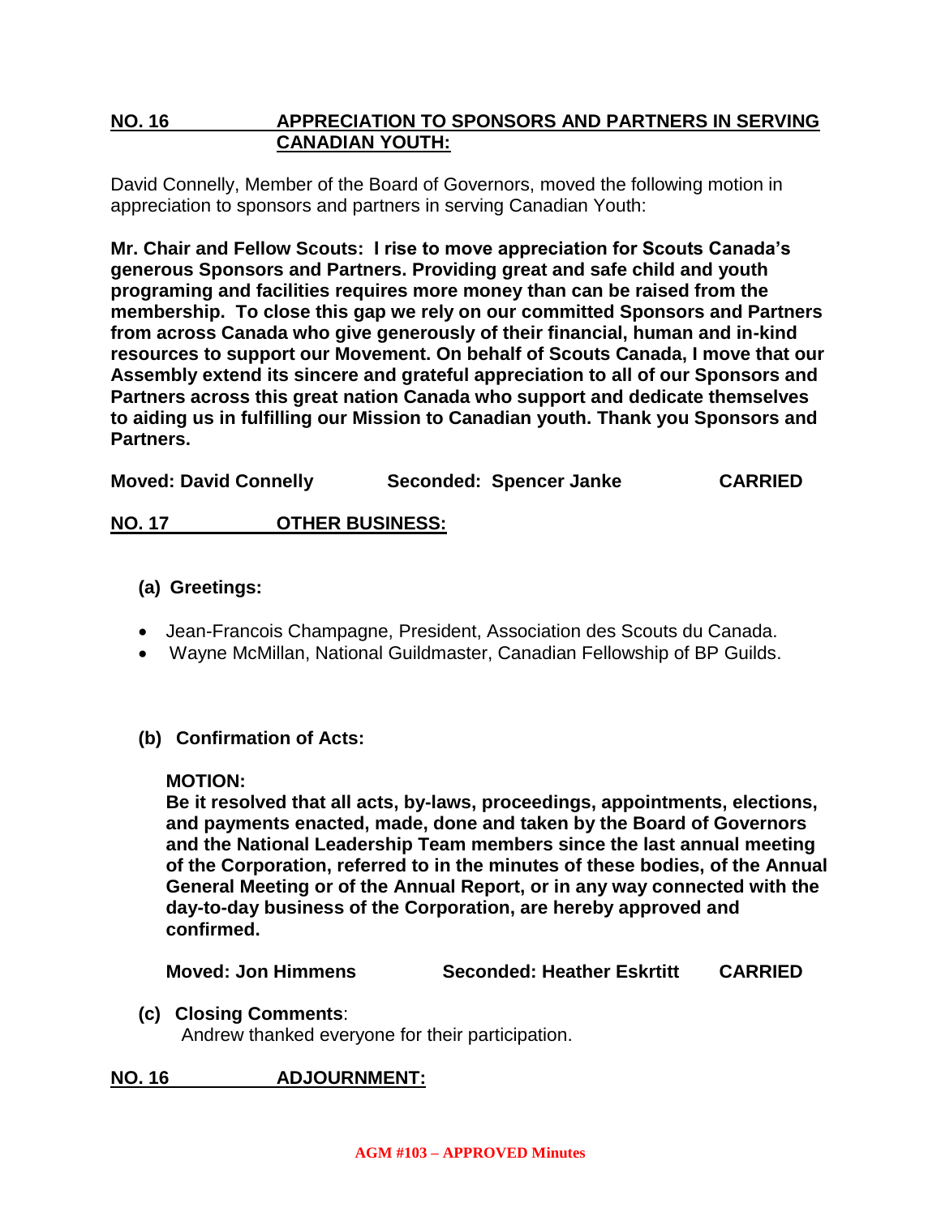## NO. 16 APPRECIATION TO SPONSORS AND PARTNERS IN SERVING CANADIAN YOUTH:

David Connelly, Member of the Board of Governors, moved the following motion in appreciation to sponsors and partners in serving Canadian Youth:

**Mr. Chair and Fellow Scouts: I rise to move appreciation for Scouts Canada's generous Sponsors and Partners. Providing great and safe child and youth programing and facilities requires more money than can be raised from the membership. To close this gap we rely on our committed Sponsors and Partners from across Canada who give generously of their financial, human and in-kind resources to support our Movement. On behalf of Scouts Canada, I move that our Assembly extend its sincere and grateful appreciation to all of our Sponsors and Partners across this great nation Canada who support and dedicate themselves to aiding us in fulfilling our Mission to Canadian youth. Thank you Sponsors and Partners.**

**Moved: David Connelly Seconded: Spencer Janke CARRIED**

## NO. 17 OTHER BUSINESS:

**(a) Greetings:**

- Jean-Francois Champagne, President, Association des Scouts du Canada.
- Wayne McMillan, National Guildmaster, Canadian Fellowship of BP Guilds.

**(b) Confirmation of Acts:**

**MOTION:**
**Be it resolved that all acts, by-laws, proceedings, appointments, elections, and payments enacted, made, done and taken by the Board of Governors and the National Leadership Team members since the last annual meeting of the Corporation, referred to in the minutes of these bodies, of the Annual General Meeting or of the Annual Report, or in any way connected with the day-to-day business of the Corporation, are hereby approved and confirmed.**

**Moved: Jon Himmens Seconded: Heather Eskrtitt CARRIED**

**(c) Closing Comments**:
Andrew thanked everyone for their participation.

## NO. 16 ADJOURNMENT: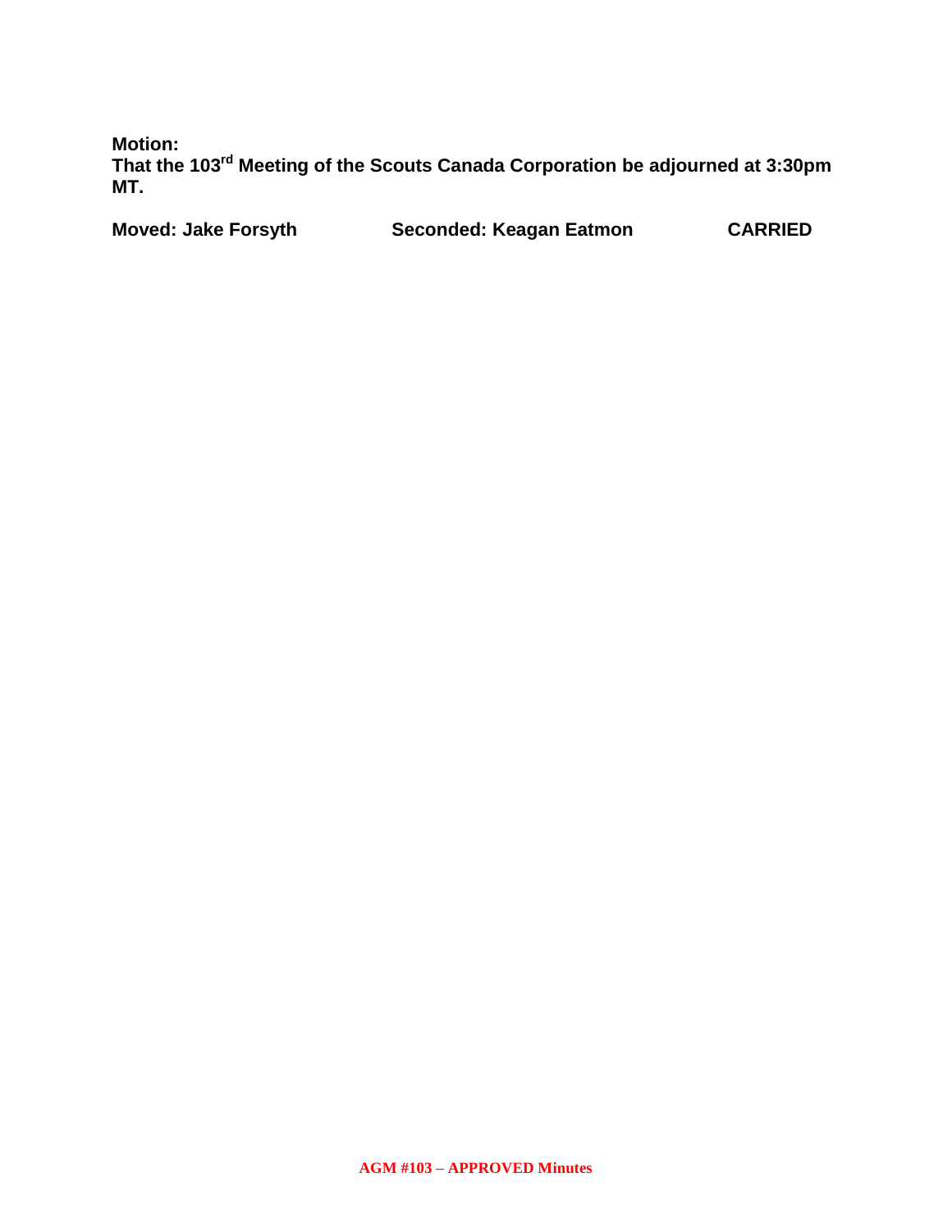**Motion:**
**That the 103rd Meeting of the Scouts Canada Corporation be adjourned at 3:30pm MT.**

**Moved: Jake Forsyth** **Seconded: Keagan Eatmon** **CARRIED**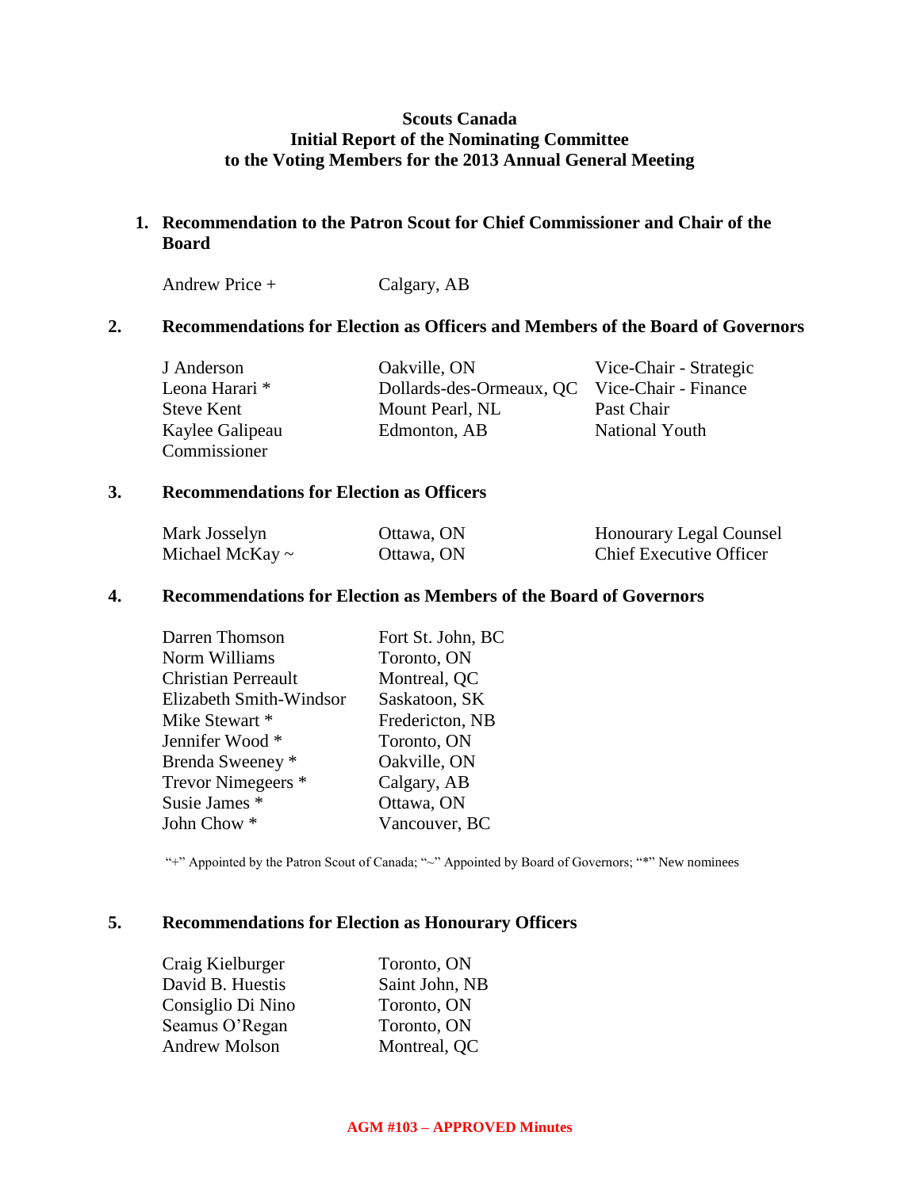**Scouts Canada**
**Initial Report of the Nominating Committee**
**to the Voting Members for the 2013 Annual General Meeting**

## 1. Recommendation to the Patron Scout for Chief Commissioner and Chair of the Board

| | |
|---|---|
| Andrew Price + | Calgary, AB |

## 2. Recommendations for Election as Officers and Members of the Board of Governors

| | | |
|---|---|---|
| J Anderson | Oakville, ON | Vice-Chair - Strategic |
| Leona Harari * | Dollards-des-Ormeaux, QC | Vice-Chair - Finance |
| Steve Kent | Mount Pearl, NL | Past Chair |
| Kaylee Galipeau | Edmonton, AB | National Youth Commissioner |

## 3. Recommendations for Election as Officers

| | | |
|---|---|---|
| Mark Josselyn | Ottawa, ON | Honourary Legal Counsel |
| Michael McKay ~ | Ottawa, ON | Chief Executive Officer |

## 4. Recommendations for Election as Members of the Board of Governors

| | |
|---|---|
| Darren Thomson | Fort St. John, BC |
| Norm Williams | Toronto, ON |
| Christian Perreault | Montreal, QC |
| Elizabeth Smith-Windsor | Saskatoon, SK |
| Mike Stewart * | Fredericton, NB |
| Jennifer Wood * | Toronto, ON |
| Brenda Sweeney * | Oakville, ON |
| Trevor Nimegeers * | Calgary, AB |
| Susie James * | Ottawa, ON |
| John Chow * | Vancouver, BC |

"+" Appointed by the Patron Scout of Canada; "~" Appointed by Board of Governors; "*" New nominees

## 5. Recommendations for Election as Honourary Officers

| | |
|---|---|
| Craig Kielburger | Toronto, ON |
| David B. Huestis | Saint John, NB |
| Consiglio Di Nino | Toronto, ON |
| Seamus O'Regan | Toronto, ON |
| Andrew Molson | Montreal, QC |

AGM #103 – APPROVED Minutes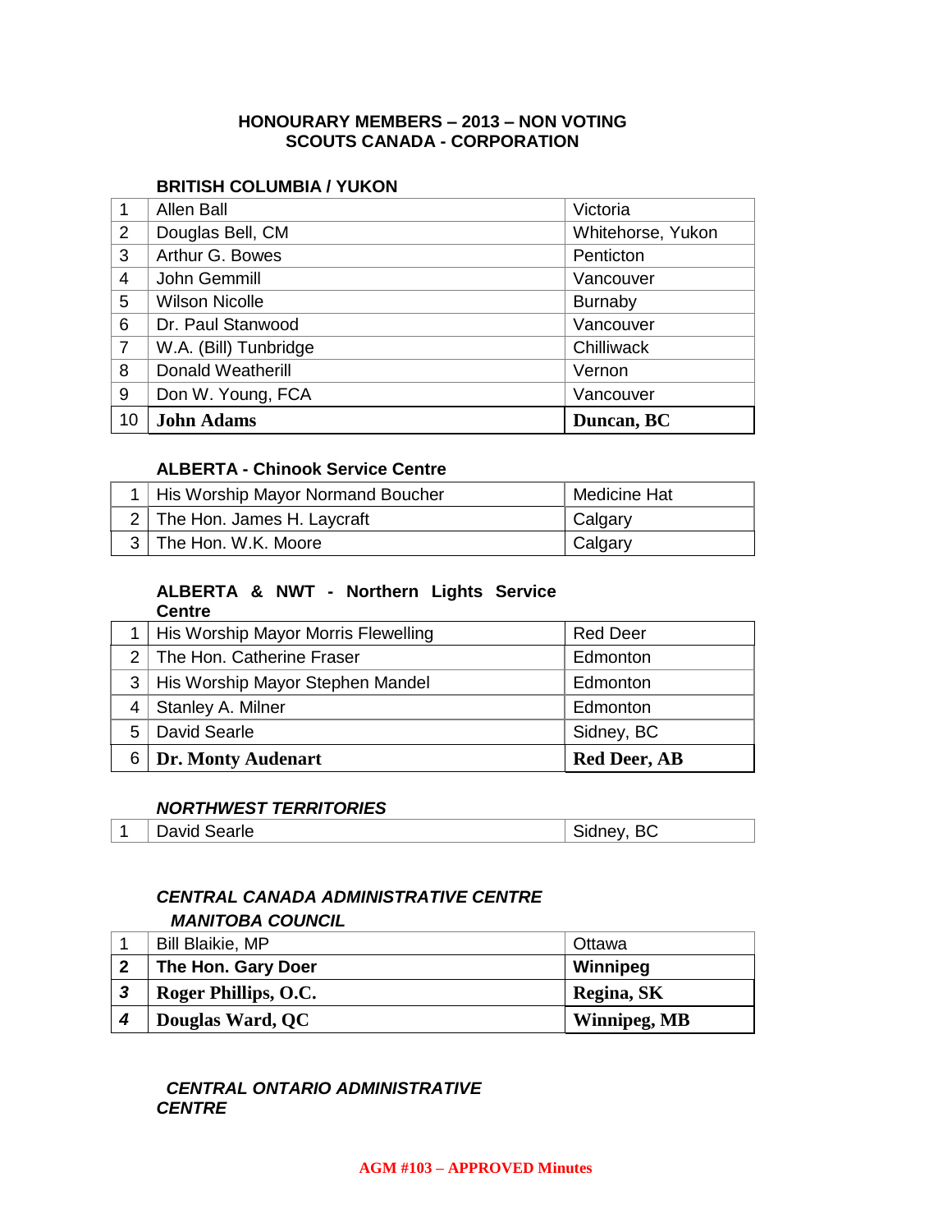**HONOURARY MEMBERS – 2013 – NON VOTING**
**SCOUTS CANADA - CORPORATION**

**BRITISH COLUMBIA / YUKON**

| | | |
|---|---|---|
| 1 | Allen Ball | Victoria |
| 2 | Douglas Bell, CM | Whitehorse, Yukon |
| 3 | Arthur G. Bowes | Penticton |
| 4 | John Gemmill | Vancouver |
| 5 | Wilson Nicolle | Burnaby |
| 6 | Dr. Paul Stanwood | Vancouver |
| 7 | W.A. (Bill) Tunbridge | Chilliwack |
| 8 | Donald Weatherill | Vernon |
| 9 | Don W. Young, FCA | Vancouver |
| 10 | **John Adams** | **Duncan, BC** |

**ALBERTA - Chinook Service Centre**

| | | |
|---|---|---|
| 1 | His Worship Mayor Normand Boucher | Medicine Hat |
| 2 | The Hon. James H. Laycraft | Calgary |
| 3 | The Hon. W.K. Moore | Calgary |

**ALBERTA & NWT - Northern Lights Service Centre**

| | | |
|---|---|---|
| 1 | His Worship Mayor Morris Flewelling | Red Deer |
| 2 | The Hon. Catherine Fraser | Edmonton |
| 3 | His Worship Mayor Stephen Mandel | Edmonton |
| 4 | Stanley A. Milner | Edmonton |
| 5 | David Searle | Sidney, BC |
| 6 | **Dr. Monty Audenart** | **Red Deer, AB** |

***NORTHWEST TERRITORIES***

| | | |
|---|---|---|
| 1 | David Searle | Sidney, BC |

***CENTRAL CANADA ADMINISTRATIVE CENTRE***
***MANITOBA COUNCIL***

| | | |
|---|---|---|
| 1 | Bill Blaikie, MP | Ottawa |
| **2** | **The Hon. Gary Doer** | **Winnipeg** |
| ***3*** | **Roger Phillips, O.C.** | **Regina, SK** |
| ***4*** | **Douglas Ward, QC** | **Winnipeg, MB** |

***CENTRAL ONTARIO ADMINISTRATIVE CENTRE***

AGM #103 – APPROVED Minutes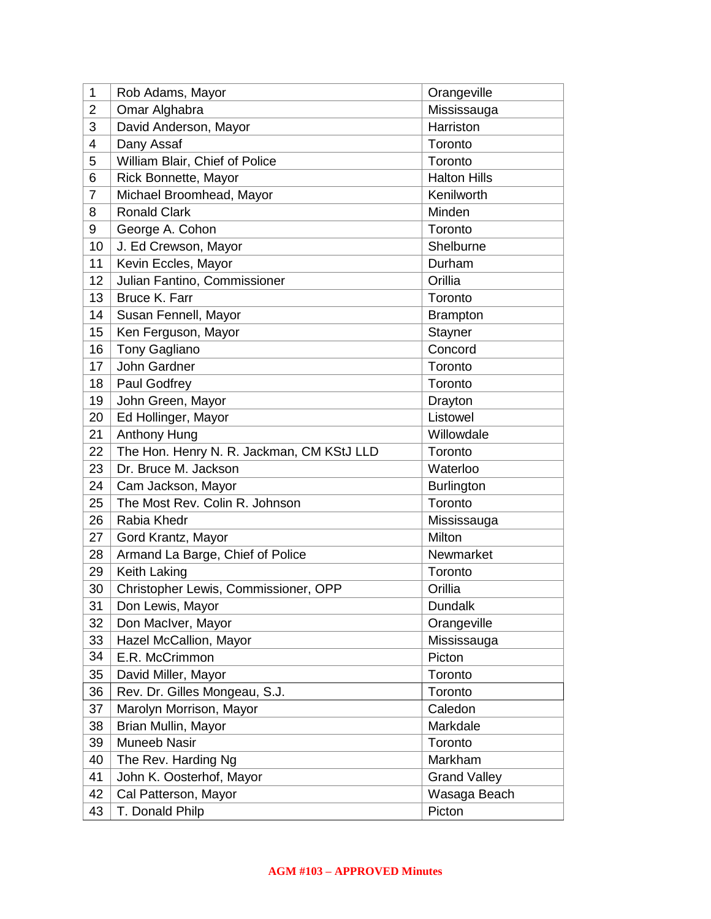| 1 | Rob Adams, Mayor | Orangeville |
|---|---|---|
| 2 | Omar Alghabra | Mississauga |
| 3 | David Anderson, Mayor | Harriston |
| 4 | Dany Assaf | Toronto |
| 5 | William Blair, Chief of Police | Toronto |
| 6 | Rick Bonnette, Mayor | Halton Hills |
| 7 | Michael Broomhead, Mayor | Kenilworth |
| 8 | Ronald Clark | Minden |
| 9 | George A. Cohon | Toronto |
| 10 | J. Ed Crewson, Mayor | Shelburne |
| 11 | Kevin Eccles, Mayor | Durham |
| 12 | Julian Fantino, Commissioner | Orillia |
| 13 | Bruce K. Farr | Toronto |
| 14 | Susan Fennell, Mayor | Brampton |
| 15 | Ken Ferguson, Mayor | Stayner |
| 16 | Tony Gagliano | Concord |
| 17 | John Gardner | Toronto |
| 18 | Paul Godfrey | Toronto |
| 19 | John Green, Mayor | Drayton |
| 20 | Ed Hollinger, Mayor | Listowel |
| 21 | Anthony Hung | Willowdale |
| 22 | The Hon. Henry N. R. Jackman, CM KStJ LLD | Toronto |
| 23 | Dr. Bruce M. Jackson | Waterloo |
| 24 | Cam Jackson, Mayor | Burlington |
| 25 | The Most Rev. Colin R. Johnson | Toronto |
| 26 | Rabia Khedr | Mississauga |
| 27 | Gord Krantz, Mayor | Milton |
| 28 | Armand La Barge, Chief of Police | Newmarket |
| 29 | Keith Laking | Toronto |
| 30 | Christopher Lewis, Commissioner, OPP | Orillia |
| 31 | Don Lewis, Mayor | Dundalk |
| 32 | Don MacIver, Mayor | Orangeville |
| 33 | Hazel McCallion, Mayor | Mississauga |
| 34 | E.R. McCrimmon | Picton |
| 35 | David Miller, Mayor | Toronto |
| 36 | Rev. Dr. Gilles Mongeau, S.J. | Toronto |
| 37 | Marolyn Morrison, Mayor | Caledon |
| 38 | Brian Mullin, Mayor | Markdale |
| 39 | Muneeb Nasir | Toronto |
| 40 | The Rev. Harding Ng | Markham |
| 41 | John K. Oosterhof, Mayor | Grand Valley |
| 42 | Cal Patterson, Mayor | Wasaga Beach |
| 43 | T. Donald Philp | Picton |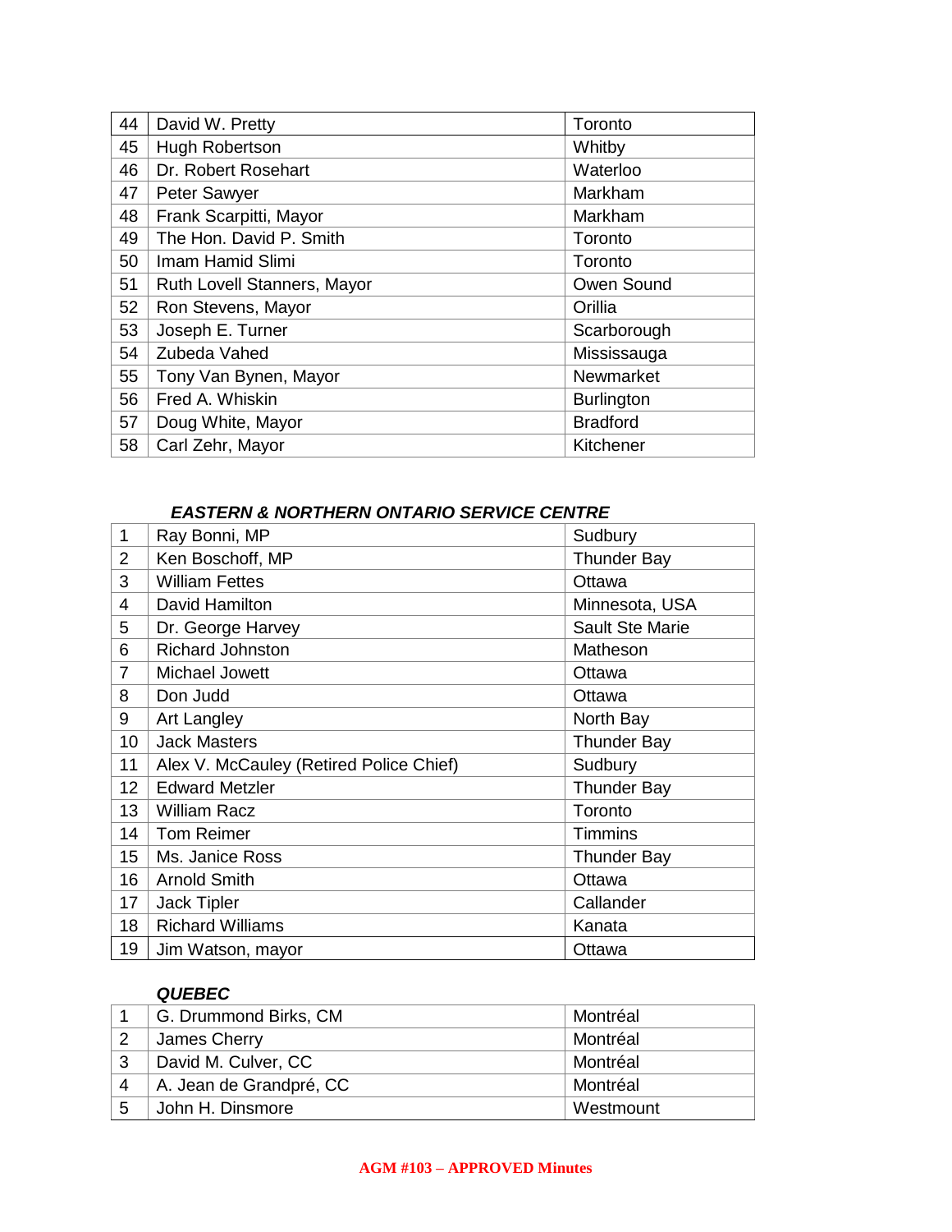| | | |
|---|---|---|
| 44 | David W. Pretty | Toronto |
| 45 | Hugh Robertson | Whitby |
| 46 | Dr. Robert Rosehart | Waterloo |
| 47 | Peter Sawyer | Markham |
| 48 | Frank Scarpitti, Mayor | Markham |
| 49 | The Hon. David P. Smith | Toronto |
| 50 | Imam Hamid Slimi | Toronto |
| 51 | Ruth Lovell Stanners, Mayor | Owen Sound |
| 52 | Ron Stevens, Mayor | Orillia |
| 53 | Joseph E. Turner | Scarborough |
| 54 | Zubeda Vahed | Mississauga |
| 55 | Tony Van Bynen, Mayor | Newmarket |
| 56 | Fred A. Whiskin | Burlington |
| 57 | Doug White, Mayor | Bradford |
| 58 | Carl Zehr, Mayor | Kitchener |

### *EASTERN & NORTHERN ONTARIO SERVICE CENTRE*

| | | |
|---|---|---|
| 1 | Ray Bonni, MP | Sudbury |
| 2 | Ken Boschoff, MP | Thunder Bay |
| 3 | William Fettes | Ottawa |
| 4 | David Hamilton | Minnesota, USA |
| 5 | Dr. George Harvey | Sault Ste Marie |
| 6 | Richard Johnston | Matheson |
| 7 | Michael Jowett | Ottawa |
| 8 | Don Judd | Ottawa |
| 9 | Art Langley | North Bay |
| 10 | Jack Masters | Thunder Bay |
| 11 | Alex V. McCauley (Retired Police Chief) | Sudbury |
| 12 | Edward Metzler | Thunder Bay |
| 13 | William Racz | Toronto |
| 14 | Tom Reimer | Timmins |
| 15 | Ms. Janice Ross | Thunder Bay |
| 16 | Arnold Smith | Ottawa |
| 17 | Jack Tipler | Callander |
| 18 | Richard Williams | Kanata |
| 19 | Jim Watson, mayor | Ottawa |

### *QUEBEC*

| | | |
|---|---|---|
| 1 | G. Drummond Birks, CM | Montréal |
| 2 | James Cherry | Montréal |
| 3 | David M. Culver, CC | Montréal |
| 4 | A. Jean de Grandpré, CC | Montréal |
| 5 | John H. Dinsmore | Westmount |

**AGM #103 – APPROVED Minutes**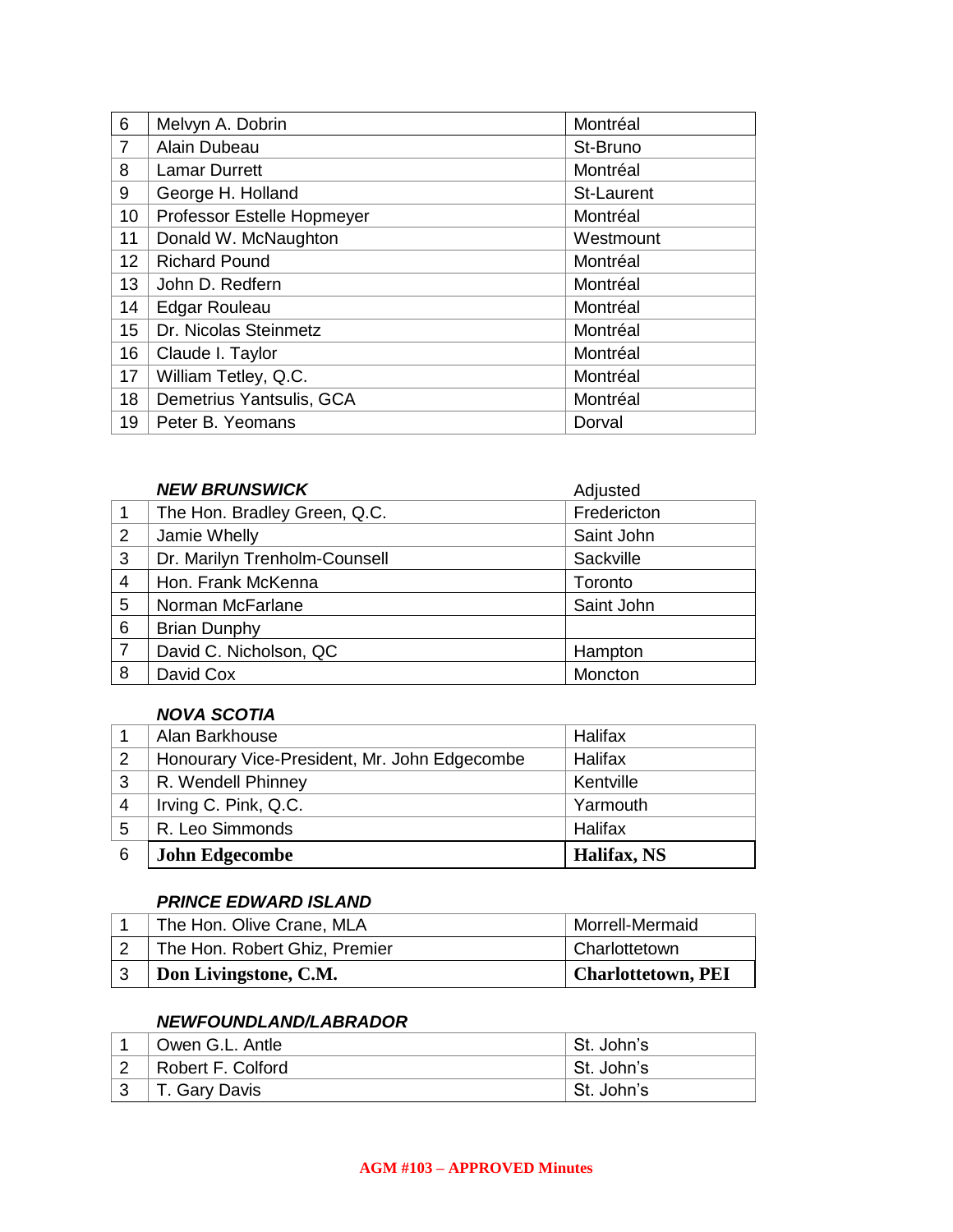| | | |
|---|---|---|
| 6 | Melvyn A. Dobrin | Montréal |
| 7 | Alain Dubeau | St-Bruno |
| 8 | Lamar Durrett | Montréal |
| 9 | George H. Holland | St-Laurent |
| 10 | Professor Estelle Hopmeyer | Montréal |
| 11 | Donald W. McNaughton | Westmount |
| 12 | Richard Pound | Montréal |
| 13 | John D. Redfern | Montréal |
| 14 | Edgar Rouleau | Montréal |
| 15 | Dr. Nicolas Steinmetz | Montréal |
| 16 | Claude I. Taylor | Montréal |
| 17 | William Tetley, Q.C. | Montréal |
| 18 | Demetrius Yantsulis, GCA | Montréal |
| 19 | Peter B. Yeomans | Dorval |

| | ***NEW BRUNSWICK*** | Adjusted |
|---|---|---|
| 1 | The Hon. Bradley Green, Q.C. | Fredericton |
| 2 | Jamie Whelly | Saint John |
| 3 | Dr. Marilyn Trenholm-Counsell | Sackville |
| 4 | Hon. Frank McKenna | Toronto |
| 5 | Norman McFarlane | Saint John |
| 6 | Brian Dunphy | |
| 7 | David C. Nicholson, QC | Hampton |
| 8 | David Cox | Moncton |

| | ***NOVA SCOTIA*** | |
|---|---|---|
| 1 | Alan Barkhouse | Halifax |
| 2 | Honourary Vice-President, Mr. John Edgecombe | Halifax |
| 3 | R. Wendell Phinney | Kentville |
| 4 | Irving C. Pink, Q.C. | Yarmouth |
| 5 | R. Leo Simmonds | Halifax |
| 6 | **John Edgecombe** | **Halifax, NS** |

| | ***PRINCE EDWARD ISLAND*** | |
|---|---|---|
| 1 | The Hon. Olive Crane, MLA | Morrell-Mermaid |
| 2 | The Hon. Robert Ghiz, Premier | Charlottetown |
| 3 | **Don Livingstone, C.M.** | **Charlottetown, PEI** |

| | ***NEWFOUNDLAND/LABRADOR*** | |
|---|---|---|
| 1 | Owen G.L. Antle | St. John's |
| 2 | Robert F. Colford | St. John's |
| 3 | T. Gary Davis | St. John's |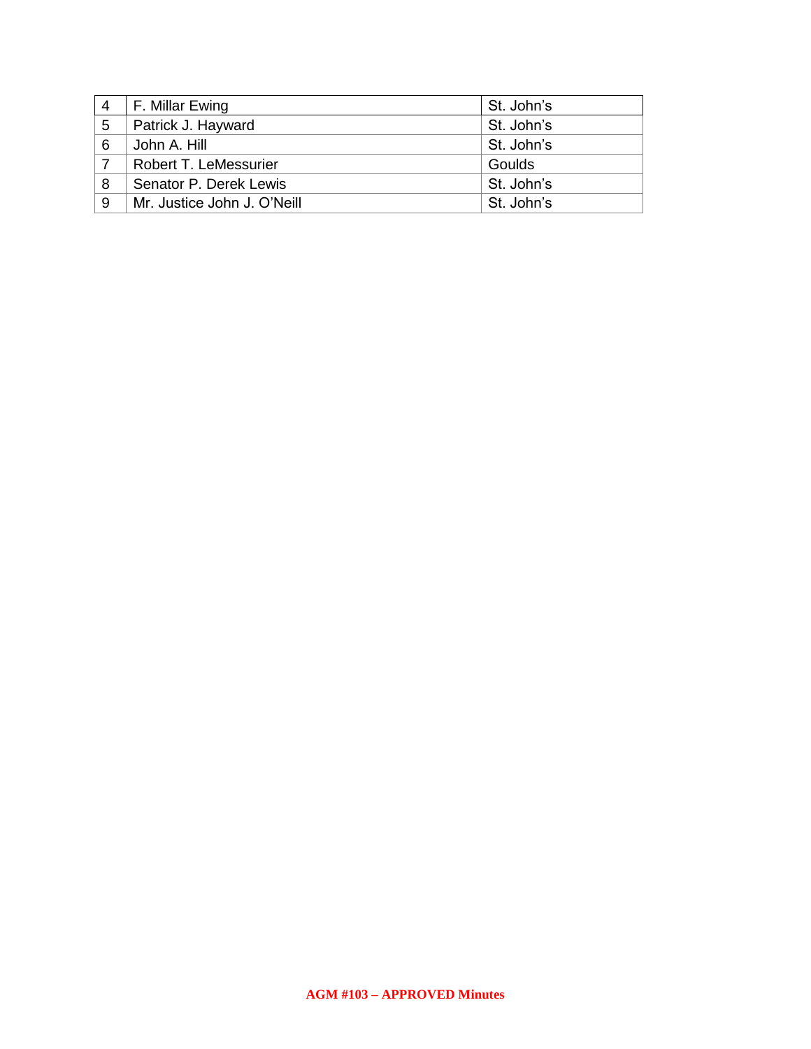| | | |
|---|---|---|
| 4 | F. Millar Ewing | St. John's |
| 5 | Patrick J. Hayward | St. John's |
| 6 | John A. Hill | St. John's |
| 7 | Robert T. LeMessurier | Goulds |
| 8 | Senator P. Derek Lewis | St. John's |
| 9 | Mr. Justice John J. O'Neill | St. John's |